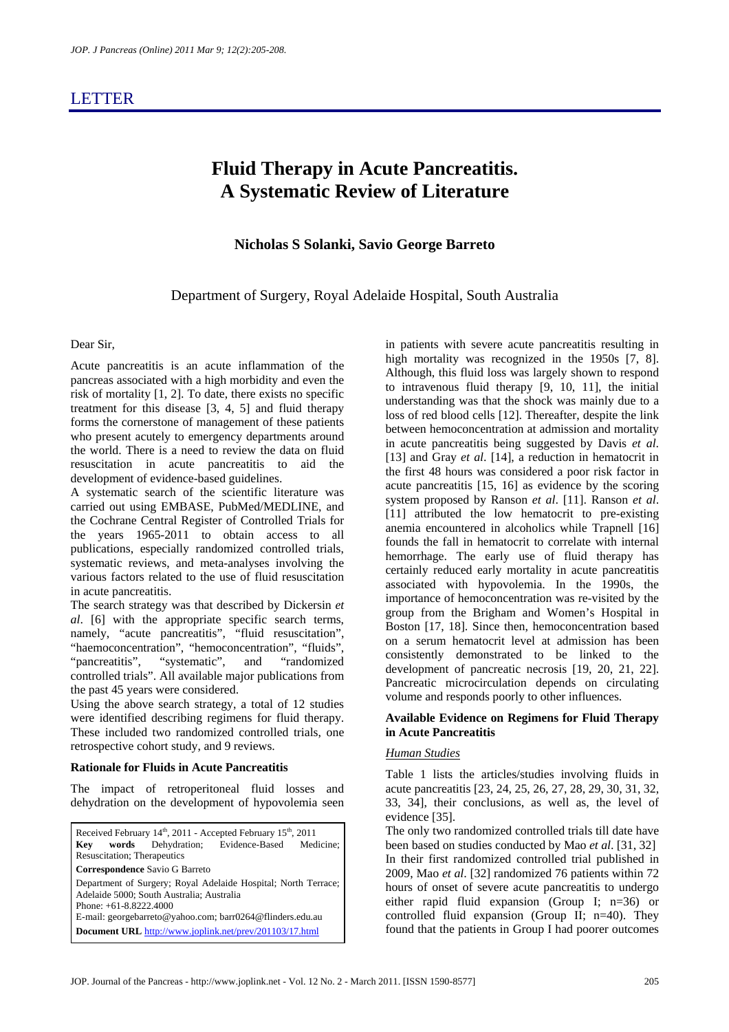LETTER

# Fluid Therapy in Acute Pancreatitis. A Systematic Review of Literature

**Nicholas S Solanki, Savio George Barreto**

Department of Surgery, Royal Adelaide Hospital, South Australia

Dear Sir,

Acute pancreatitis is an acute inflammation of the pancreas associated with a high morbidity and even the risk of mortality [1, 2]. To date, there exists no specific treatment for this disease [3, 4, 5] and fluid therapy forms the cornerstone of management of these patients who present acutely to emergency departments around the world. There is a need to review the data on fluid resuscitation in acute pancreatitis to aid the development of evidence-based guidelines.

A systematic search of the scientific literature was carried out using EMBASE, PubMed/MEDLINE, and the Cochrane Central Register of Controlled Trials for the years 1965-2011 to obtain access to all publications, especially randomized controlled trials, systematic reviews, and meta-analyses involving the various factors related to the use of fluid resuscitation in acute pancreatitis.

The search strategy was that described by Dickersin *et al*. [6] with the appropriate specific search terms, namely, "acute pancreatitis", "fluid resuscitation", "haemoconcentration", "hemoconcentration", "fluids", "pancreatitis", "systematic", and "randomized controlled trials". All available major publications from the past 45 years were considered.

Using the above search strategy, a total of 12 studies were identified describing regimens for fluid therapy. These included two randomized controlled trials, one retrospective cohort study, and 9 reviews.

**Rationale for Fluids in Acute Pancreatitis**

The impact of retroperitoneal fluid losses and dehydration on the development of hypovolemia seen in patients with severe acute pancreatitis resulting in high mortality was recognized in the 1950s [7, 8]. Although, this fluid loss was largely shown to respond to intravenous fluid therapy [9, 10, 11], the initial understanding was that the shock was mainly due to a loss of red blood cells [12]. Thereafter, despite the link between hemoconcentration at admission and mortality in acute pancreatitis being suggested by Davis *et al*. [13] and Gray *et al*. [14], a reduction in hematocrit in the first 48 hours was considered a poor risk factor in acute pancreatitis [15, 16] as evidence by the scoring system proposed by Ranson *et al*. [11]. Ranson *et al*. [11] attributed the low hematocrit to pre-existing anemia encountered in alcoholics while Trapnell [16] founds the fall in hematocrit to correlate with internal hemorrhage. The early use of fluid therapy has certainly reduced early mortality in acute pancreatitis associated with hypovolemia. In the 1990s, the importance of hemoconcentration was re-visited by the group from the Brigham and Women's Hospital in Boston [17, 18]. Since then, hemoconcentration based on a serum hematocrit level at admission has been consistently demonstrated to be linked to the development of pancreatic necrosis [19, 20, 21, 22]. Pancreatic microcirculation depends on circulating volume and responds poorly to other influences.

**Available Evidence on Regimens for Fluid Therapy in Acute Pancreatitis**

*Human Studies*

Table 1 lists the articles/studies involving fluids in acute pancreatitis [23, 24, 25, 26, 27, 28, 29, 30, 31, 32, 33, 34], their conclusions, as well as, the level of evidence [35].

The only two randomized controlled trials till date have been based on studies conducted by Mao *et al*. [31, 32] In their first randomized controlled trial published in 2009, Mao *et al*. [32] randomized 76 patients within 72 hours of onset of severe acute pancreatitis to undergo either rapid fluid expansion (Group I; n=36) or controlled fluid expansion (Group II; n=40). They found that the patients in Group I had poorer outcomes

Received February 14[th], 2011 - Accepted February 15[th], 2011
**Key words** Dehydration; Evidence-Based Medicine; Resuscitation; Therapeutics
**Correspondence** Savio G Barreto
Department of Surgery; Royal Adelaide Hospital; North Terrace; Adelaide 5000; South Australia; Australia
Phone: +61-8.8222.4000
E-mail: georgebarreto@yahoo.com; barr0264@flinders.edu.au
**Document URL** http://www.joplink.net/prev/201103/17.html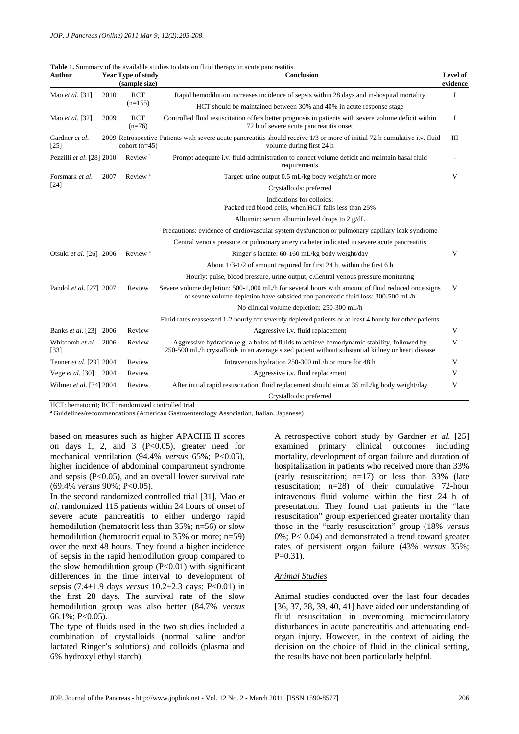**Table 1.** Summary of the available studies to date on fluid therapy in acute pancreatitis.

| Author | Year | Type of study (sample size) | Conclusion | Level of evidence |
|---|---|---|---|---|
| Mao *et al.* [31] | 2010 | RCT (n=155) | Rapid hemodilution increases incidence of sepsis within 28 days and in-hospital mortality | I |
| | | | HCT should be maintained between 30% and 40% in acute response stage | |
| Mao *et al.* [32] | 2009 | RCT (n=76) | Controlled fluid resuscitation offers better prognosis in patients with severe volume deficit within 72 h of severe acute pancreatitis onset | I |
| Gardner *et al.* [25] | 2009 | Retrospective cohort (n=45) | Patients with severe acute pancreatitis should receive 1/3 or more of initial 72 h cumulative i.v. fluid volume during first 24 h | III |
| Pezzilli *et al.* [28] | 2010 | Review [a] | Prompt adequate i.v. fluid administration to correct volume deficit and maintain basal fluid requirements | - |
| Forsmark *et al.* [24] | 2007 | Review [a] | Target: urine output 0.5 mL/kg body weight/h or more | V |
| | | | Crystalloids: preferred | |
| | | | Indications for colloids: Packed red blood cells, when HCT falls less than 25% | |
| | | | Albumin: serum albumin level drops to 2 g/dL | |
| | | | Precautions: evidence of cardiovascular system dysfunction or pulmonary capillary leak syndrome | |
| | | | Central venous pressure or pulmonary artery catheter indicated in severe acute pancreatitis | |
| Otsuki *et al.* [26] | 2006 | Review [a] | Ringer's lactate: 60-160 mL/kg body weight/day | V |
| | | | About 1/3-1/2 of amount required for first 24 h, within the first 6 h | |
| | | | Hourly: pulse, blood pressure, urine output, c.Central venous pressure monitoring | |
| Pandol *et al.* [27] | 2007 | Review | Severe volume depletion: 500-1,000 mL/h for several hours with amount of fluid reduced once signs of severe volume depletion have subsided non pancreatic fluid loss: 300-500 mL/h | V |
| | | | No clinical volume depletion: 250-300 mL/h | |
| | | | Fluid rates reassessed 1-2 hourly for severely depleted patients or at least 4 hourly for other patients | |
| Banks *et al.* [23] | 2006 | Review | Aggressive i.v. fluid replacement | V |
| Whitcomb *et al.* [33] | 2006 | Review | Aggressive hydration (e.g. a bolus of fluids to achieve hemodynamic stability, followed by 250-500 mL/h crystalloids in an average sized patient without substantial kidney or heart disease | V |
| Tenner *et al.* [29] | 2004 | Review | Intravenous hydration 250-300 mL/h or more for 48 h | V |
| Vege *et al.* [30] | 2004 | Review | Aggressive i.v. fluid replacement | V |
| Wilmer *et al.* [34] | 2004 | Review | After initial rapid resuscitation, fluid replacement should aim at 35 mL/kg body weight/day | V |
| | | | Crystalloids: preferred | |

HCT: hematocrit; RCT: randomized controlled trial
[a] Guidelines/recommendations (American Gastroenterology Association, Italian, Japanese)

based on measures such as higher APACHE II scores on days 1, 2, and 3 ($P<0.05$), greater need for mechanical ventilation (94.4% *versus* 65%; $P<0.05$), higher incidence of abdominal compartment syndrome and sepsis ($P<0.05$), and an overall lower survival rate (69.4% *versus* 90%; $P<0.05$).

In the second randomized controlled trial [31], Mao *et al*. randomized 115 patients within 24 hours of onset of severe acute pancreatitis to either undergo rapid hemodilution (hematocrit less than 35%; n=56) or slow hemodilution (hematocrit equal to 35% or more; n=59) over the next 48 hours. They found a higher incidence of sepsis in the rapid hemodilution group compared to the slow hemodilution group ($P<0.01$) with significant differences in the time interval to development of sepsis (7.4±1.9 days *versus* 10.2±2.3 days; $P<0.01$) in the first 28 days. The survival rate of the slow hemodilution group was also better (84.7% *versus* 66.1%; $P<0.05$).

The type of fluids used in the two studies included a combination of crystalloids (normal saline and/or lactated Ringer's solutions) and colloids (plasma and 6% hydroxyl ethyl starch).

A retrospective cohort study by Gardner *et al*. [25] examined primary clinical outcomes including mortality, development of organ failure and duration of hospitalization in patients who received more than 33% (early resuscitation; n=17) or less than 33% (late resuscitation; n=28) of their cumulative 72-hour intravenous fluid volume within the first 24 h of presentation. They found that patients in the "late resuscitation" group experienced greater mortality than those in the "early resuscitation" group (18% *versus* 0%; $P< 0.04$) and demonstrated a trend toward greater rates of persistent organ failure (43% *versus* 35%; $P=0.31$).

*Animal Studies*

Animal studies conducted over the last four decades [36, 37, 38, 39, 40, 41] have aided our understanding of fluid resuscitation in overcoming microcirculatory disturbances in acute pancreatitis and attenuating end-organ injury. However, in the context of aiding the decision on the choice of fluid in the clinical setting, the results have not been particularly helpful.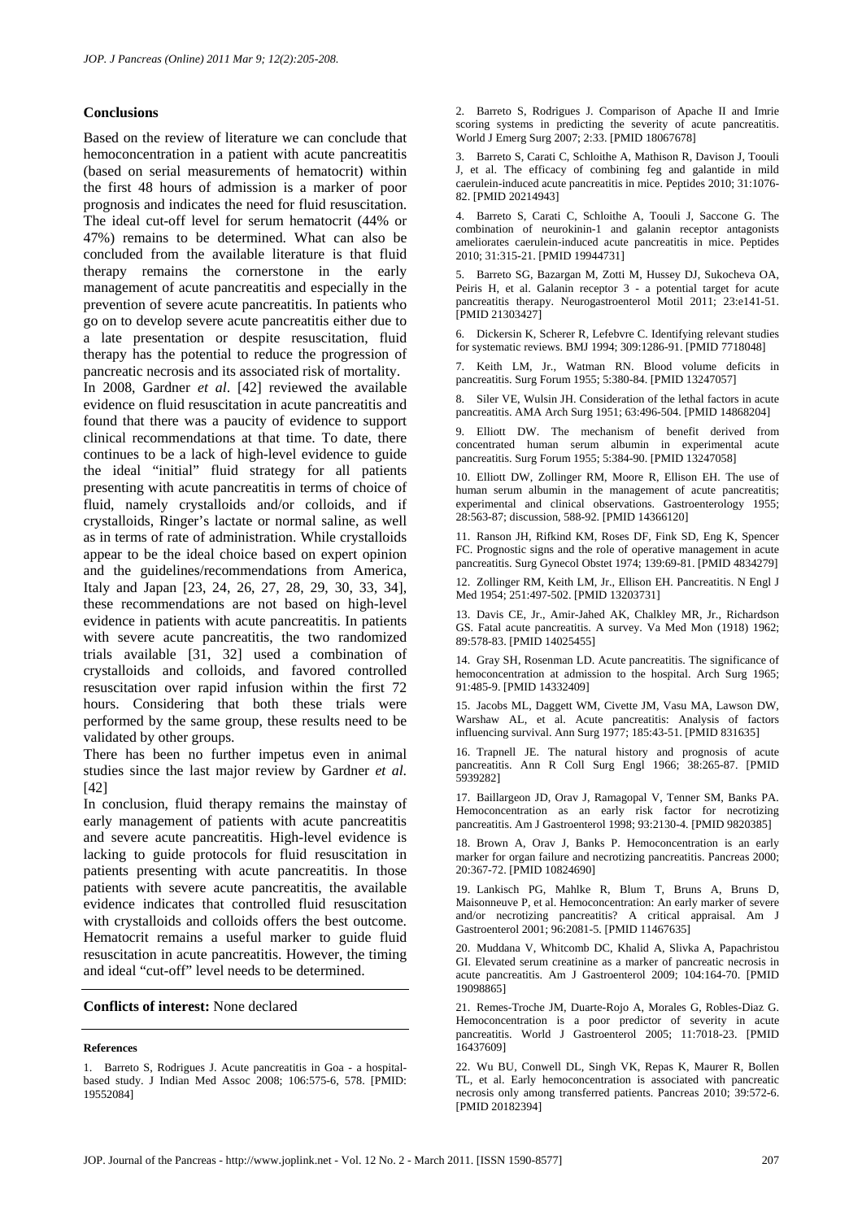## Conclusions

Based on the review of literature we can conclude that hemoconcentration in a patient with acute pancreatitis (based on serial measurements of hematocrit) within the first 48 hours of admission is a marker of poor prognosis and indicates the need for fluid resuscitation. The ideal cut-off level for serum hematocrit (44% or 47%) remains to be determined. What can also be concluded from the available literature is that fluid therapy remains the cornerstone in the early management of acute pancreatitis and especially in the prevention of severe acute pancreatitis. In patients who go on to develop severe acute pancreatitis either due to a late presentation or despite resuscitation, fluid therapy has the potential to reduce the progression of pancreatic necrosis and its associated risk of mortality.

In 2008, Gardner *et al*. [42] reviewed the available evidence on fluid resuscitation in acute pancreatitis and found that there was a paucity of evidence to support clinical recommendations at that time. To date, there continues to be a lack of high-level evidence to guide the ideal "initial" fluid strategy for all patients presenting with acute pancreatitis in terms of choice of fluid, namely crystalloids and/or colloids, and if crystalloids, Ringer's lactate or normal saline, as well as in terms of rate of administration. While crystalloids appear to be the ideal choice based on expert opinion and the guidelines/recommendations from America, Italy and Japan [23, 24, 26, 27, 28, 29, 30, 33, 34], these recommendations are not based on high-level evidence in patients with acute pancreatitis. In patients with severe acute pancreatitis, the two randomized trials available [31, 32] used a combination of crystalloids and colloids, and favored controlled resuscitation over rapid infusion within the first 72 hours. Considering that both these trials were performed by the same group, these results need to be validated by other groups.

There has been no further impetus even in animal studies since the last major review by Gardner *et al*. [42]

In conclusion, fluid therapy remains the mainstay of early management of patients with acute pancreatitis and severe acute pancreatitis. High-level evidence is lacking to guide protocols for fluid resuscitation in patients presenting with acute pancreatitis. In those patients with severe acute pancreatitis, the available evidence indicates that controlled fluid resuscitation with crystalloids and colloids offers the best outcome. Hematocrit remains a useful marker to guide fluid resuscitation in acute pancreatitis. However, the timing and ideal "cut-off" level needs to be determined.

**Conflicts of interest:** None declared

#### References

1. Barreto S, Rodrigues J. Acute pancreatitis in Goa - a hospital-based study. J Indian Med Assoc 2008; 106:575-6, 578. [PMID: 19552084]

2. Barreto S, Rodrigues J. Comparison of Apache II and Imrie scoring systems in predicting the severity of acute pancreatitis. World J Emerg Surg 2007; 2:33. [PMID 18067678]

3. Barreto S, Carati C, Schloithe A, Mathison R, Davison J, Toouli J, et al. The efficacy of combining feg and galantide in mild caerulein-induced acute pancreatitis in mice. Peptides 2010; 31:1076-82. [PMID 20214943]

4. Barreto S, Carati C, Schloithe A, Toouli J, Saccone G. The combination of neurokinin-1 and galanin receptor antagonists ameliorates caerulein-induced acute pancreatitis in mice. Peptides 2010; 31:315-21. [PMID 19944731]

5. Barreto SG, Bazargan M, Zotti M, Hussey DJ, Sukocheva OA, Peiris H, et al. Galanin receptor 3 - a potential target for acute pancreatitis therapy. Neurogastroenterol Motil 2011; 23:e141-51. [PMID 21303427]

6. Dickersin K, Scherer R, Lefebvre C. Identifying relevant studies for systematic reviews. BMJ 1994; 309:1286-91. [PMID 7718048]

7. Keith LM, Jr., Watman RN. Blood volume deficits in pancreatitis. Surg Forum 1955; 5:380-84. [PMID 13247057]

8. Siler VE, Wulsin JH. Consideration of the lethal factors in acute pancreatitis. AMA Arch Surg 1951; 63:496-504. [PMID 14868204]

9. Elliott DW. The mechanism of benefit derived from concentrated human serum albumin in experimental acute pancreatitis. Surg Forum 1955; 5:384-90. [PMID 13247058]

10. Elliott DW, Zollinger RM, Moore R, Ellison EH. The use of human serum albumin in the management of acute pancreatitis; experimental and clinical observations. Gastroenterology 1955; 28:563-87; discussion, 588-92. [PMID 14366120]

11. Ranson JH, Rifkind KM, Roses DF, Fink SD, Eng K, Spencer FC. Prognostic signs and the role of operative management in acute pancreatitis. Surg Gynecol Obstet 1974; 139:69-81. [PMID 4834279]

12. Zollinger RM, Keith LM, Jr., Ellison EH. Pancreatitis. N Engl J Med 1954; 251:497-502. [PMID 13203731]

13. Davis CE, Jr., Amir-Jahed AK, Chalkley MR, Jr., Richardson GS. Fatal acute pancreatitis. A survey. Va Med Mon (1918) 1962; 89:578-83. [PMID 14025455]

14. Gray SH, Rosenman LD. Acute pancreatitis. The significance of hemoconcentration at admission to the hospital. Arch Surg 1965; 91:485-9. [PMID 14332409]

15. Jacobs ML, Daggett WM, Civette JM, Vasu MA, Lawson DW, Warshaw AL, et al. Acute pancreatitis: Analysis of factors influencing survival. Ann Surg 1977; 185:43-51. [PMID 831635]

16. Trapnell JE. The natural history and prognosis of acute pancreatitis. Ann R Coll Surg Engl 1966; 38:265-87. [PMID 5939282]

17. Baillargeon JD, Orav J, Ramagopal V, Tenner SM, Banks PA. Hemoconcentration as an early risk factor for necrotizing pancreatitis. Am J Gastroenterol 1998; 93:2130-4. [PMID 9820385]

18. Brown A, Orav J, Banks P. Hemoconcentration is an early marker for organ failure and necrotizing pancreatitis. Pancreas 2000; 20:367-72. [PMID 10824690]

19. Lankisch PG, Mahlke R, Blum T, Bruns A, Bruns D, Maisonneuve P, et al. Hemoconcentration: An early marker of severe and/or necrotizing pancreatitis? A critical appraisal. Am J Gastroenterol 2001; 96:2081-5. [PMID 11467635]

20. Muddana V, Whitcomb DC, Khalid A, Slivka A, Papachristou GI. Elevated serum creatinine as a marker of pancreatic necrosis in acute pancreatitis. Am J Gastroenterol 2009; 104:164-70. [PMID 19098865]

21. Remes-Troche JM, Duarte-Rojo A, Morales G, Robles-Diaz G. Hemoconcentration is a poor predictor of severity in acute pancreatitis. World J Gastroenterol 2005; 11:7018-23. [PMID 16437609]

22. Wu BU, Conwell DL, Singh VK, Repas K, Maurer R, Bollen TL, et al. Early hemoconcentration is associated with pancreatic necrosis only among transferred patients. Pancreas 2010; 39:572-6. [PMID 20182394]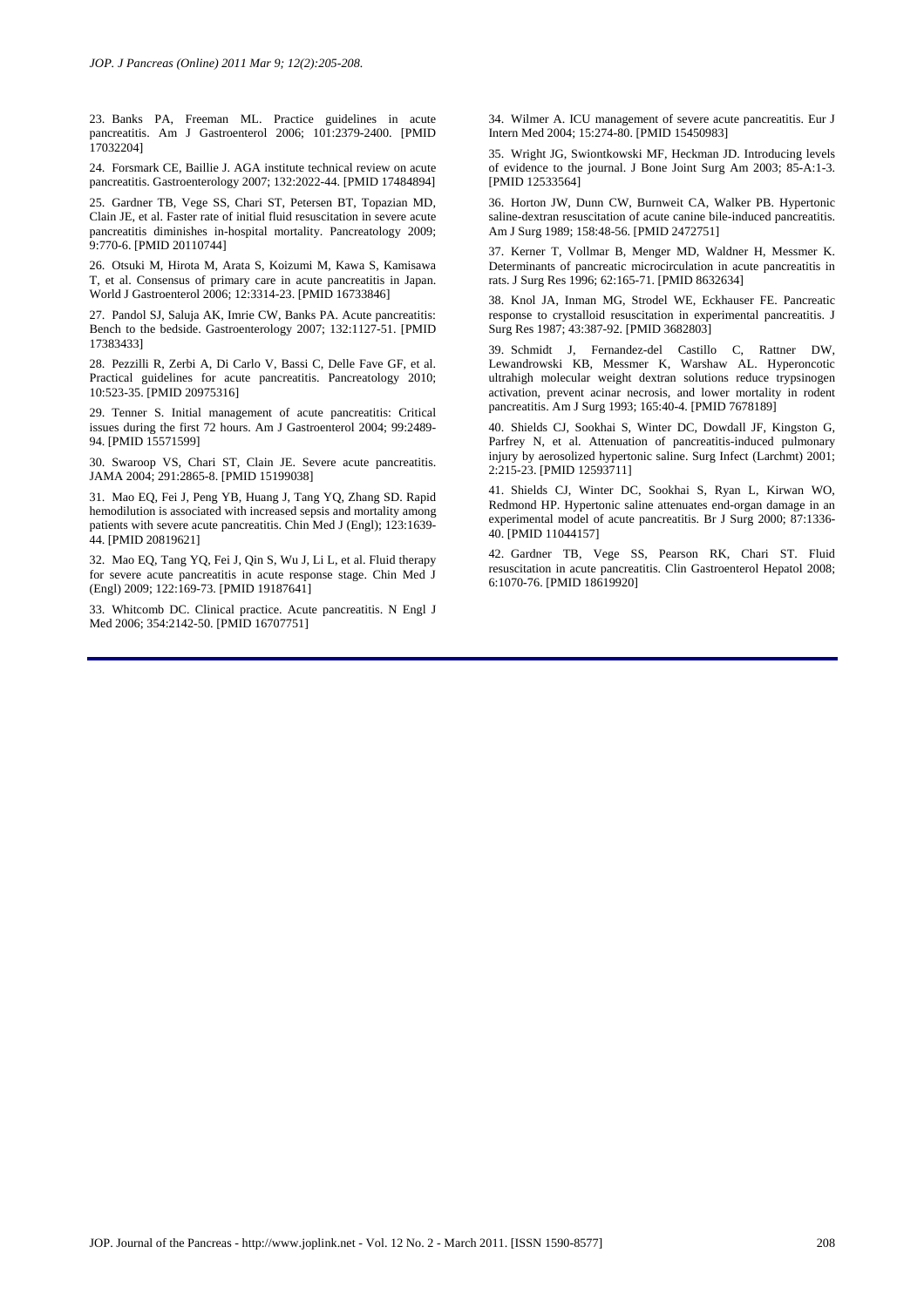23. Banks PA, Freeman ML. Practice guidelines in acute pancreatitis. Am J Gastroenterol 2006; 101:2379-2400. [PMID 17032204]

24. Forsmark CE, Baillie J. AGA institute technical review on acute pancreatitis. Gastroenterology 2007; 132:2022-44. [PMID 17484894]

25. Gardner TB, Vege SS, Chari ST, Petersen BT, Topazian MD, Clain JE, et al. Faster rate of initial fluid resuscitation in severe acute pancreatitis diminishes in-hospital mortality. Pancreatology 2009; 9:770-6. [PMID 20110744]

26. Otsuki M, Hirota M, Arata S, Koizumi M, Kawa S, Kamisawa T, et al. Consensus of primary care in acute pancreatitis in Japan. World J Gastroenterol 2006; 12:3314-23. [PMID 16733846]

27. Pandol SJ, Saluja AK, Imrie CW, Banks PA. Acute pancreatitis: Bench to the bedside. Gastroenterology 2007; 132:1127-51. [PMID 17383433]

28. Pezzilli R, Zerbi A, Di Carlo V, Bassi C, Delle Fave GF, et al. Practical guidelines for acute pancreatitis. Pancreatology 2010; 10:523-35. [PMID 20975316]

29. Tenner S. Initial management of acute pancreatitis: Critical issues during the first 72 hours. Am J Gastroenterol 2004; 99:2489-94. [PMID 15571599]

30. Swaroop VS, Chari ST, Clain JE. Severe acute pancreatitis. JAMA 2004; 291:2865-8. [PMID 15199038]

31. Mao EQ, Fei J, Peng YB, Huang J, Tang YQ, Zhang SD. Rapid hemodilution is associated with increased sepsis and mortality among patients with severe acute pancreatitis. Chin Med J (Engl); 123:1639-44. [PMID 20819621]

32. Mao EQ, Tang YQ, Fei J, Qin S, Wu J, Li L, et al. Fluid therapy for severe acute pancreatitis in acute response stage. Chin Med J (Engl) 2009; 122:169-73. [PMID 19187641]

33. Whitcomb DC. Clinical practice. Acute pancreatitis. N Engl J Med 2006; 354:2142-50. [PMID 16707751]

34. Wilmer A. ICU management of severe acute pancreatitis. Eur J Intern Med 2004; 15:274-80. [PMID 15450983]

35. Wright JG, Swiontkowski MF, Heckman JD. Introducing levels of evidence to the journal. J Bone Joint Surg Am 2003; 85-A:1-3. [PMID 12533564]

36. Horton JW, Dunn CW, Burnweit CA, Walker PB. Hypertonic saline-dextran resuscitation of acute canine bile-induced pancreatitis. Am J Surg 1989; 158:48-56. [PMID 2472751]

37. Kerner T, Vollmar B, Menger MD, Waldner H, Messmer K. Determinants of pancreatic microcirculation in acute pancreatitis in rats. J Surg Res 1996; 62:165-71. [PMID 8632634]

38. Knol JA, Inman MG, Strodel WE, Eckhauser FE. Pancreatic response to crystalloid resuscitation in experimental pancreatitis. J Surg Res 1987; 43:387-92. [PMID 3682803]

39. Schmidt J, Fernandez-del Castillo C, Rattner DW, Lewandrowski KB, Messmer K, Warshaw AL. Hyperoncotic ultrahigh molecular weight dextran solutions reduce trypsinogen activation, prevent acinar necrosis, and lower mortality in rodent pancreatitis. Am J Surg 1993; 165:40-4. [PMID 7678189]

40. Shields CJ, Sookhai S, Winter DC, Dowdall JF, Kingston G, Parfrey N, et al. Attenuation of pancreatitis-induced pulmonary injury by aerosolized hypertonic saline. Surg Infect (Larchmt) 2001; 2:215-23. [PMID 12593711]

41. Shields CJ, Winter DC, Sookhai S, Ryan L, Kirwan WO, Redmond HP. Hypertonic saline attenuates end-organ damage in an experimental model of acute pancreatitis. Br J Surg 2000; 87:1336-40. [PMID 11044157]

42. Gardner TB, Vege SS, Pearson RK, Chari ST. Fluid resuscitation in acute pancreatitis. Clin Gastroenterol Hepatol 2008; 6:1070-76. [PMID 18619920]